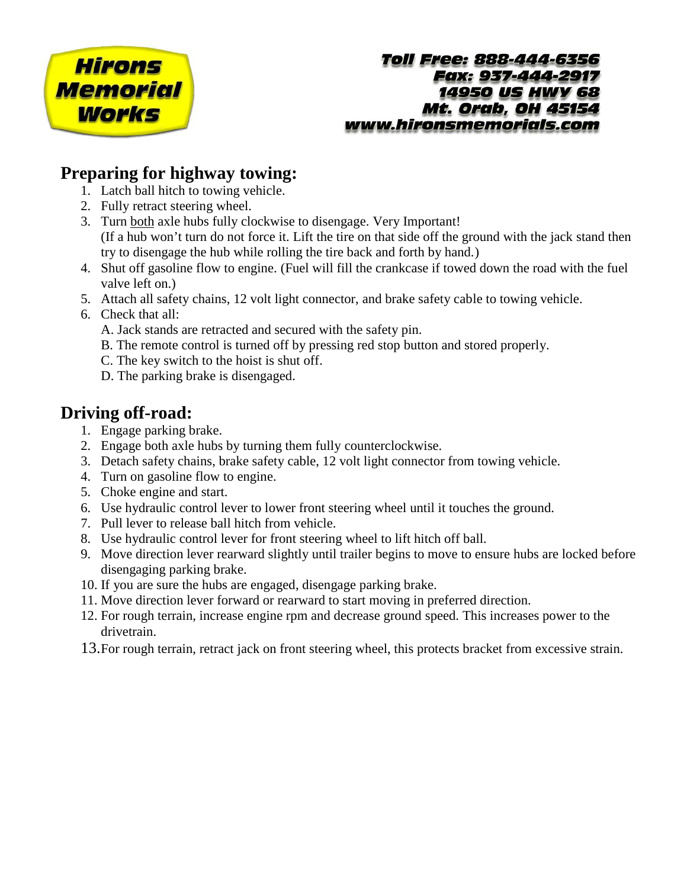**Hirons Memorial Works**

**Toll Free: 888-444-6356**
**Fax: 937-444-2917**
**14950 US HWY 68**
**Mt. Orab, OH 45154**
**www.hironsmemorials.com**

## Preparing for highway towing:

1. Latch ball hitch to towing vehicle.
2. Fully retract steering wheel.
3. Turn <u>both</u> axle hubs fully clockwise to disengage. Very Important!
   (If a hub won't turn do not force it. Lift the tire on that side off the ground with the jack stand then try to disengage the hub while rolling the tire back and forth by hand.)
4. Shut off gasoline flow to engine. (Fuel will fill the crankcase if towed down the road with the fuel valve left on.)
5. Attach all safety chains, 12 volt light connector, and brake safety cable to towing vehicle.
6. Check that all:
   A. Jack stands are retracted and secured with the safety pin.
   B. The remote control is turned off by pressing red stop button and stored properly.
   C. The key switch to the hoist is shut off.
   D. The parking brake is disengaged.

## Driving off-road:

1. Engage parking brake.
2. Engage both axle hubs by turning them fully counterclockwise.
3. Detach safety chains, brake safety cable, 12 volt light connector from towing vehicle.
4. Turn on gasoline flow to engine.
5. Choke engine and start.
6. Use hydraulic control lever to lower front steering wheel until it touches the ground.
7. Pull lever to release ball hitch from vehicle.
8. Use hydraulic control lever for front steering wheel to lift hitch off ball.
9. Move direction lever rearward slightly until trailer begins to move to ensure hubs are locked before disengaging parking brake.
10. If you are sure the hubs are engaged, disengage parking brake.
11. Move direction lever forward or rearward to start moving in preferred direction.
12. For rough terrain, increase engine rpm and decrease ground speed. This increases power to the drivetrain.
13. For rough terrain, retract jack on front steering wheel, this protects bracket from excessive strain.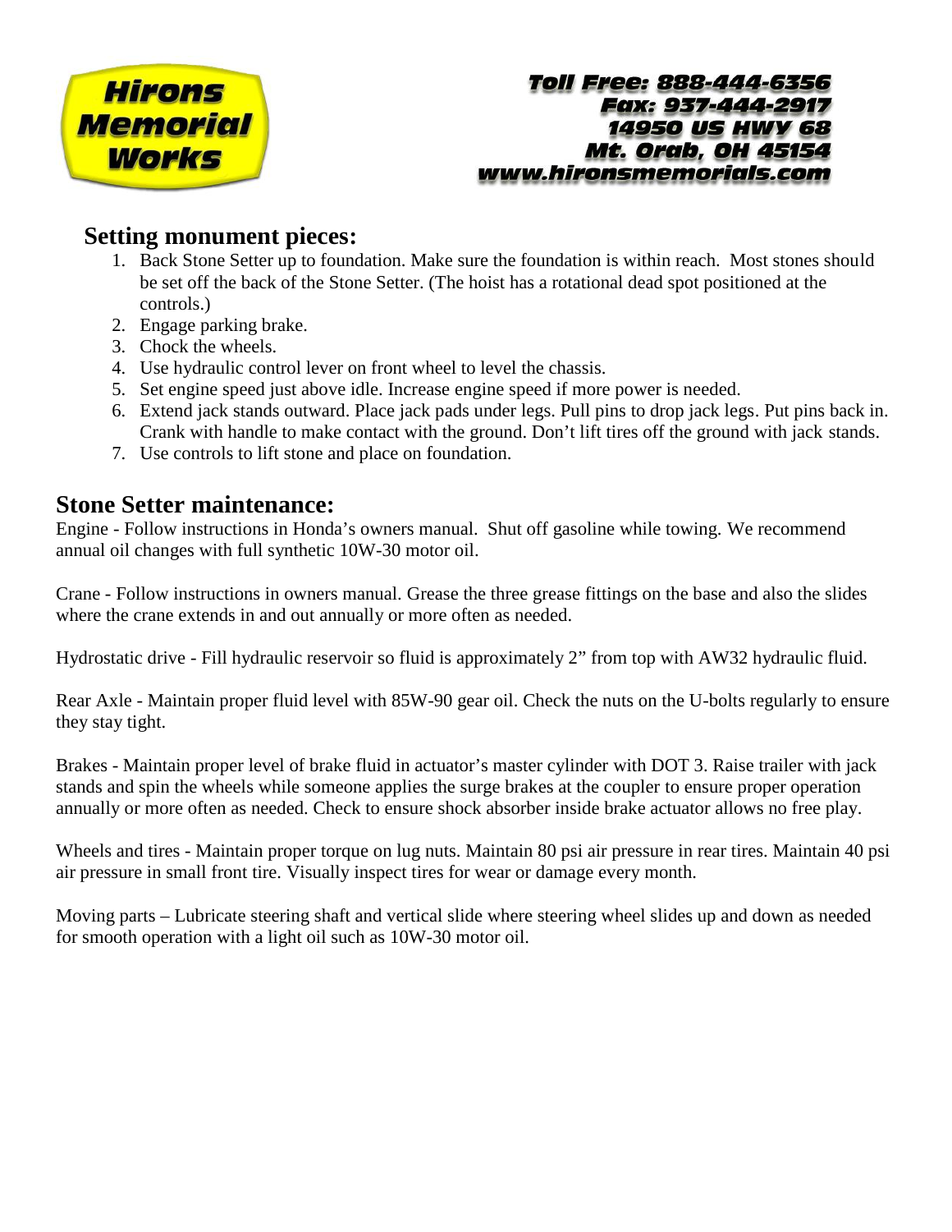**Hirons Memorial Works**

**Toll Free: 888-444-6356**
**Fax: 937-444-2917**
**14950 US HWY 68**
**Mt. Orab, OH 45154**
**www.hironsmemorials.com**

## Setting monument pieces:

1. Back Stone Setter up to foundation. Make sure the foundation is within reach. Most stones should be set off the back of the Stone Setter. (The hoist has a rotational dead spot positioned at the controls.)
2. Engage parking brake.
3. Chock the wheels.
4. Use hydraulic control lever on front wheel to level the chassis.
5. Set engine speed just above idle. Increase engine speed if more power is needed.
6. Extend jack stands outward. Place jack pads under legs. Pull pins to drop jack legs. Put pins back in. Crank with handle to make contact with the ground. Don't lift tires off the ground with jack stands.
7. Use controls to lift stone and place on foundation.

## Stone Setter maintenance:

Engine - Follow instructions in Honda's owners manual. Shut off gasoline while towing. We recommend annual oil changes with full synthetic 10W-30 motor oil.

Crane - Follow instructions in owners manual. Grease the three grease fittings on the base and also the slides where the crane extends in and out annually or more often as needed.

Hydrostatic drive - Fill hydraulic reservoir so fluid is approximately 2" from top with AW32 hydraulic fluid.

Rear Axle - Maintain proper fluid level with 85W-90 gear oil. Check the nuts on the U-bolts regularly to ensure they stay tight.

Brakes - Maintain proper level of brake fluid in actuator's master cylinder with DOT 3. Raise trailer with jack stands and spin the wheels while someone applies the surge brakes at the coupler to ensure proper operation annually or more often as needed. Check to ensure shock absorber inside brake actuator allows no free play.

Wheels and tires - Maintain proper torque on lug nuts. Maintain 80 psi air pressure in rear tires. Maintain 40 psi air pressure in small front tire. Visually inspect tires for wear or damage every month.

Moving parts – Lubricate steering shaft and vertical slide where steering wheel slides up and down as needed for smooth operation with a light oil such as 10W-30 motor oil.